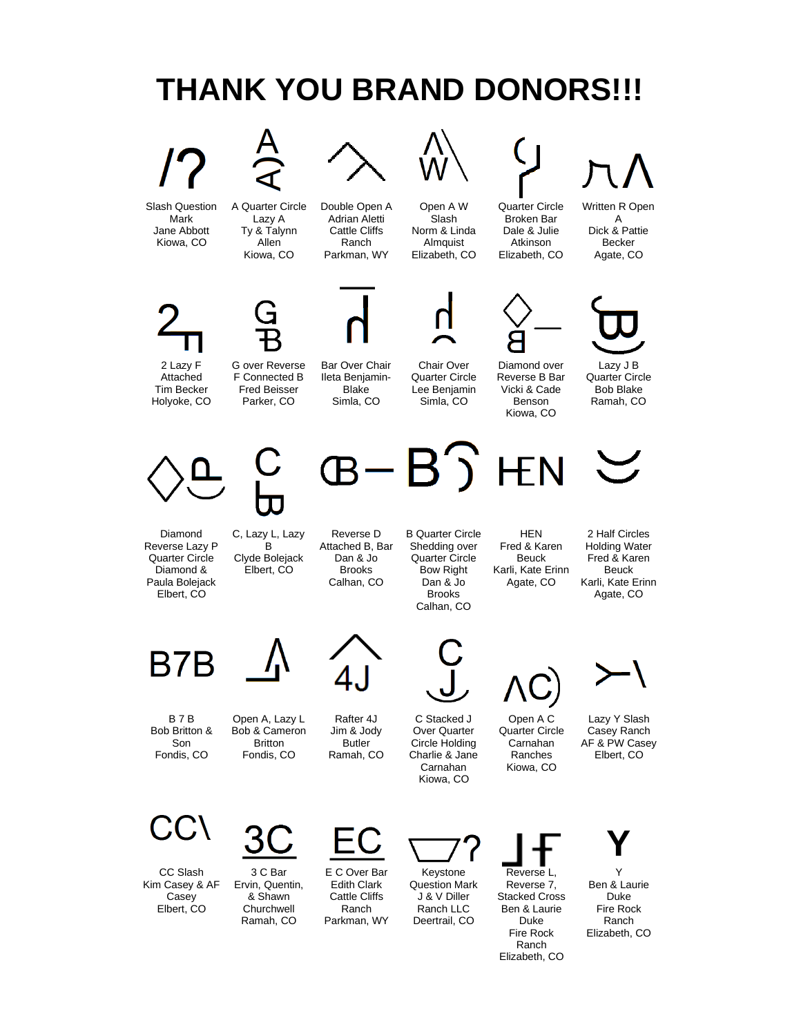# THANK YOU BRAND DONORS!!!

| | | | | | |
|---|---|---|---|---|---|
| Slash Question Mark<br>Jane Abbott<br>Kiowa, CO | A Quarter Circle Lazy A<br>Ty & Talynn Allen<br>Kiowa, CO | Double Open A<br>Adrian Aletti<br>Cattle Cliffs Ranch<br>Parkman, WY | Open A W Slash<br>Norm & Linda Almquist<br>Elizabeth, CO | Quarter Circle Broken Bar<br>Dale & Julie Atkinson<br>Elizabeth, CO | Written R Open A<br>Dick & Pattie Becker<br>Agate, CO |
| 2 Lazy F Attached<br>Tim Becker<br>Holyoke, CO | G over Reverse F Connected B<br>Fred Beisser<br>Parker, CO | Bar Over Chair<br>Ileta Benjamin-Blake<br>Simla, CO | Chair Over Quarter Circle<br>Lee Benjamin<br>Simla, CO | Diamond over Reverse B Bar<br>Vicki & Cade Benson<br>Kiowa, CO | Lazy J B Quarter Circle<br>Bob Blake<br>Ramah, CO |
| Diamond Reverse Lazy P Quarter Circle<br>Diamond & Paula Bolejack<br>Elbert, CO | C, Lazy L, Lazy B<br>Clyde Bolejack<br>Elbert, CO | Reverse D Attached B, Bar<br>Dan & Jo Brooks<br>Calhan, CO | B Quarter Circle Shedding over Quarter Circle Bow Right<br>Dan & Jo Brooks<br>Calhan, CO | HEN<br>Fred & Karen Beuck<br>Karli, Kate Erinn<br>Agate, CO | 2 Half Circles Holding Water<br>Fred & Karen Beuck<br>Karli, Kate Erinn<br>Agate, CO |
| B 7 B<br>Bob Britton & Son<br>Fondis, CO | Open A, Lazy L<br>Bob & Cameron Britton<br>Fondis, CO | Rafter 4J<br>Jim & Jody Butler<br>Ramah, CO | C Stacked J Over Quarter Circle Holding<br>Charlie & Jane Carnahan<br>Kiowa, CO | Open A C Quarter Circle<br>Carnahan Ranches<br>Kiowa, CO | Lazy Y Slash<br>Casey Ranch<br>AF & PW Casey<br>Elbert, CO |
| CC Slash<br>Kim Casey & AF Casey<br>Elbert, CO | 3 C Bar<br>Ervin, Quentin, & Shawn Churchwell<br>Ramah, CO | E C Over Bar<br>Edith Clark<br>Cattle Cliffs Ranch<br>Parkman, WY | Keystone Question Mark<br>J & V Diller Ranch LLC<br>Deertrail, CO | Reverse L, Reverse 7, Stacked Cross<br>Ben & Laurie Duke<br>Fire Rock Ranch<br>Elizabeth, CO | Y<br>Ben & Laurie Duke<br>Fire Rock Ranch<br>Elizabeth, CO |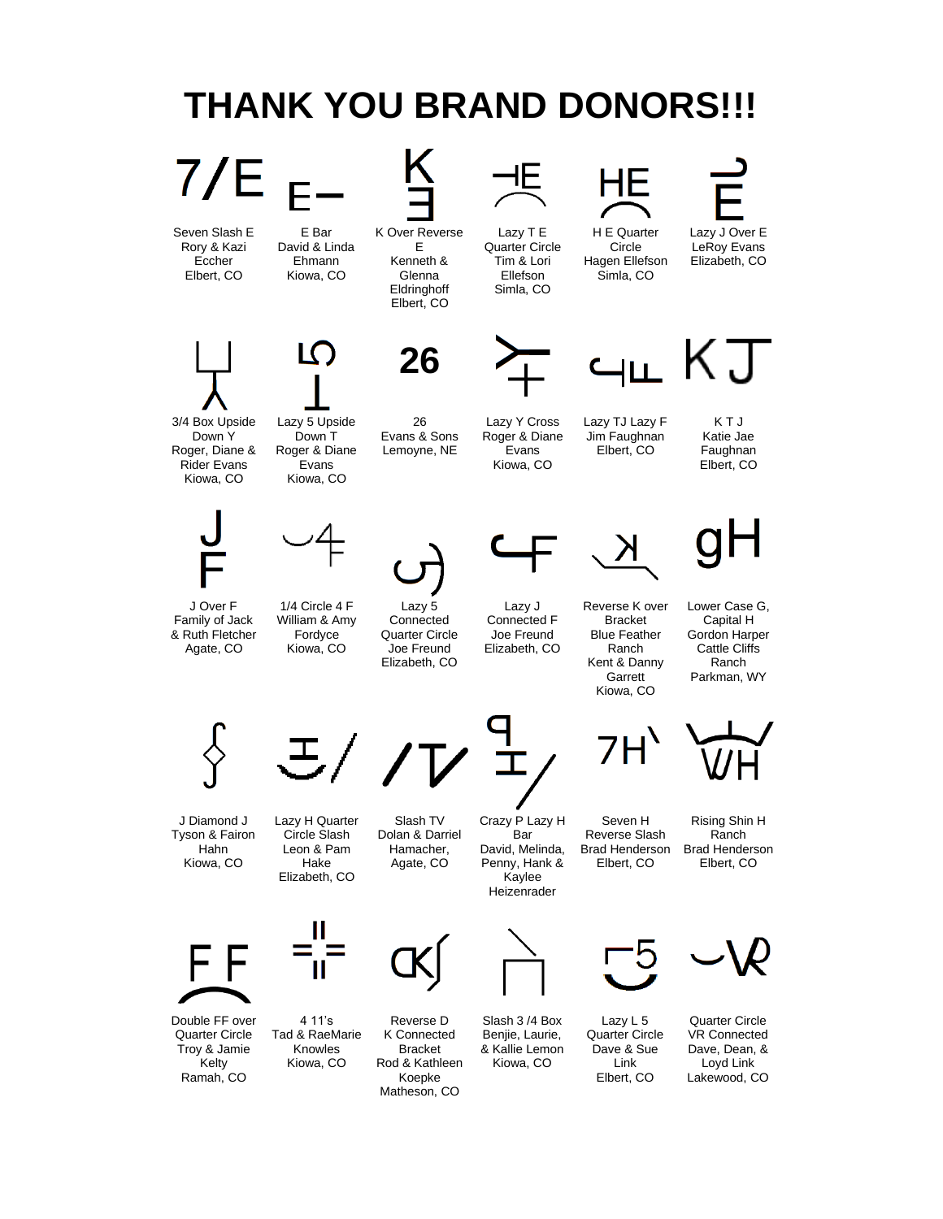# THANK YOU BRAND DONORS!!!

| | | | | | |
|---|---|---|---|---|---|
| 7/E | E– | K Over Reverse E | ⊣E | HE | |
| Seven Slash E<br>Rory & Kazi Eccher<br>Elbert, CO | E Bar<br>David & Linda Ehmann<br>Kiowa, CO | K Over Reverse E<br>Kenneth & Glenna Eldringhoff<br>Elbert, CO | Lazy T E Quarter Circle<br>Tim & Lori Ellefson<br>Simla, CO | H E Quarter Circle<br>Hagen Ellefson<br>Simla, CO | Lazy J Over E<br>LeRoy Evans<br>Elizabeth, CO |
| | | 26 | | | KJ |
| 3/4 Box Upside Down Y<br>Roger, Diane & Rider Evans<br>Kiowa, CO | Lazy 5 Upside Down T<br>Roger & Diane Evans<br>Kiowa, CO | 26<br>Evans & Sons<br>Lemoyne, NE | Lazy Y Cross<br>Roger & Diane Evans<br>Kiowa, CO | Lazy TJ Lazy F<br>Jim Faughnan<br>Elbert, CO | K T J<br>Katie Jae Faughnan<br>Elbert, CO |
| J F | | | | | gH |
| J Over F<br>Family of Jack & Ruth Fletcher<br>Agate, CO | 1/4 Circle 4 F<br>William & Amy Fordyce<br>Kiowa, CO | Lazy 5 Connected Quarter Circle<br>Joe Freund<br>Elizabeth, CO | Lazy J Connected F<br>Joe Freund<br>Elizabeth, CO | Reverse K over Bracket<br>Blue Feather Ranch<br>Kent & Danny Garrett<br>Kiowa, CO | Lower Case G, Capital H<br>Gordon Harper<br>Cattle Cliffs Ranch<br>Parkman, WY |
| | | /TV | | 7H\ | WH |
| J Diamond J<br>Tyson & Fairon Hahn<br>Kiowa, CO | Lazy H Quarter Circle Slash<br>Leon & Pam Hake<br>Elizabeth, CO | Slash TV<br>Dolan & Darriel Hamacher,<br>Agate, CO | Crazy P Lazy H Bar<br>David, Melinda, Penny, Hank & Kaylee Heizenrader | Seven H Reverse Slash<br>Brad Henderson<br>Elbert, CO | Rising Shin H Ranch<br>Brad Henderson<br>Elbert, CO |
| FF | | | | 5 | VR |
| Double FF over Quarter Circle<br>Troy & Jamie Kelty<br>Ramah, CO | 4 11's<br>Tad & RaeMarie Knowles<br>Kiowa, CO | Reverse D K Connected Bracket<br>Rod & Kathleen Koepke<br>Matheson, CO | Slash 3 /4 Box<br>Benjie, Laurie, & Kallie Lemon<br>Kiowa, CO | Lazy L 5 Quarter Circle<br>Dave & Sue Link<br>Elbert, CO | Quarter Circle VR Connected<br>Dave, Dean, & Loyd Link<br>Lakewood, CO |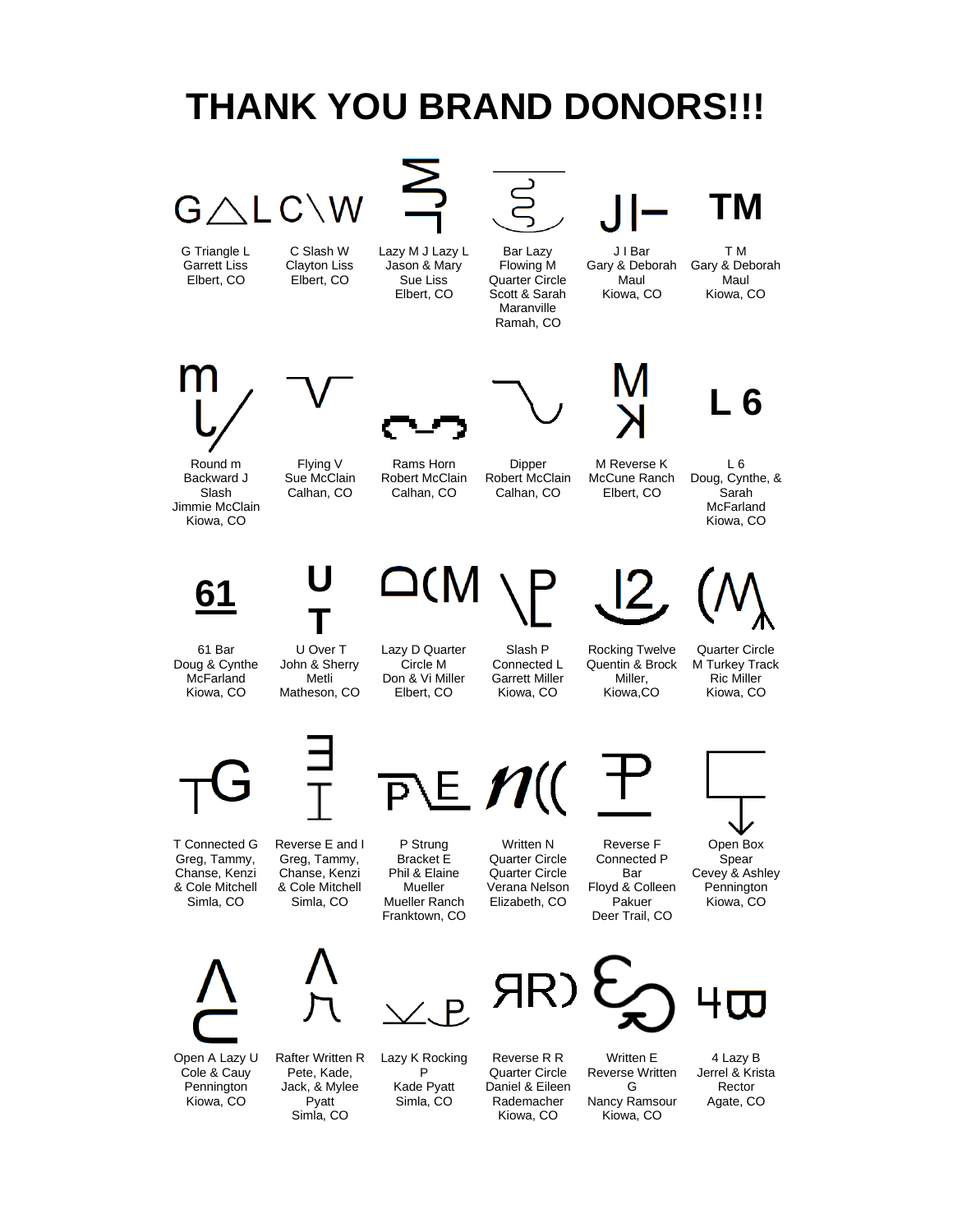# THANK YOU BRAND DONORS!!!

| | | | | | |
|---|---|---|---|---|---|
| G Triangle L<br>Garrett Liss<br>Elbert, CO | C Slash W<br>Clayton Liss<br>Elbert, CO | Lazy M J Lazy L<br>Jason & Mary Sue Liss<br>Elbert, CO | Bar Lazy Flowing M Quarter Circle<br>Scott & Sarah Maranville<br>Ramah, CO | J I Bar<br>Gary & Deborah Maul<br>Kiowa, CO | T M<br>Gary & Deborah Maul<br>Kiowa, CO |
| Round m Backward J Slash<br>Jimmie McClain<br>Kiowa, CO | Flying V<br>Sue McClain<br>Calhan, CO | Rams Horn<br>Robert McClain<br>Calhan, CO | Dipper<br>Robert McClain<br>Calhan, CO | M Reverse K<br>McCune Ranch<br>Elbert, CO | L 6<br>Doug, Cynthe, & Sarah McFarland<br>Kiowa, CO |
| 61 Bar<br>Doug & Cynthe McFarland<br>Kiowa, CO | U Over T<br>John & Sherry Metli<br>Matheson, CO | Lazy D Quarter Circle M<br>Don & Vi Miller<br>Elbert, CO | Slash P Connected L<br>Garrett Miller<br>Kiowa, CO | Rocking Twelve<br>Quentin & Brock Miller,<br>Kiowa,CO | Quarter Circle M Turkey Track<br>Ric Miller<br>Kiowa, CO |
| T Connected G<br>Greg, Tammy, Chanse, Kenzi & Cole Mitchell<br>Simla, CO | Reverse E and I<br>Greg, Tammy, Chanse, Kenzi & Cole Mitchell<br>Simla, CO | P Strung Bracket E<br>Phil & Elaine Mueller<br>Mueller Ranch<br>Franktown, CO | Written N Quarter Circle Quarter Circle<br>Verana Nelson<br>Elizabeth, CO | Reverse F Connected P Bar<br>Floyd & Colleen Pakuer<br>Deer Trail, CO | Open Box Spear<br>Cevey & Ashley Pennington<br>Kiowa, CO |
| Open A Lazy U<br>Cole & Cauy Pennington<br>Kiowa, CO | Rafter Written R<br>Pete, Kade, Jack, & Mylee Pyatt<br>Simla, CO | Lazy K Rocking P<br>Kade Pyatt<br>Simla, CO | Reverse R R Quarter Circle<br>Daniel & Eileen Rademacher<br>Kiowa, CO | Written E Reverse Written G<br>Nancy Ramsour<br>Kiowa, CO | 4 Lazy B<br>Jerrel & Krista Rector<br>Agate, CO |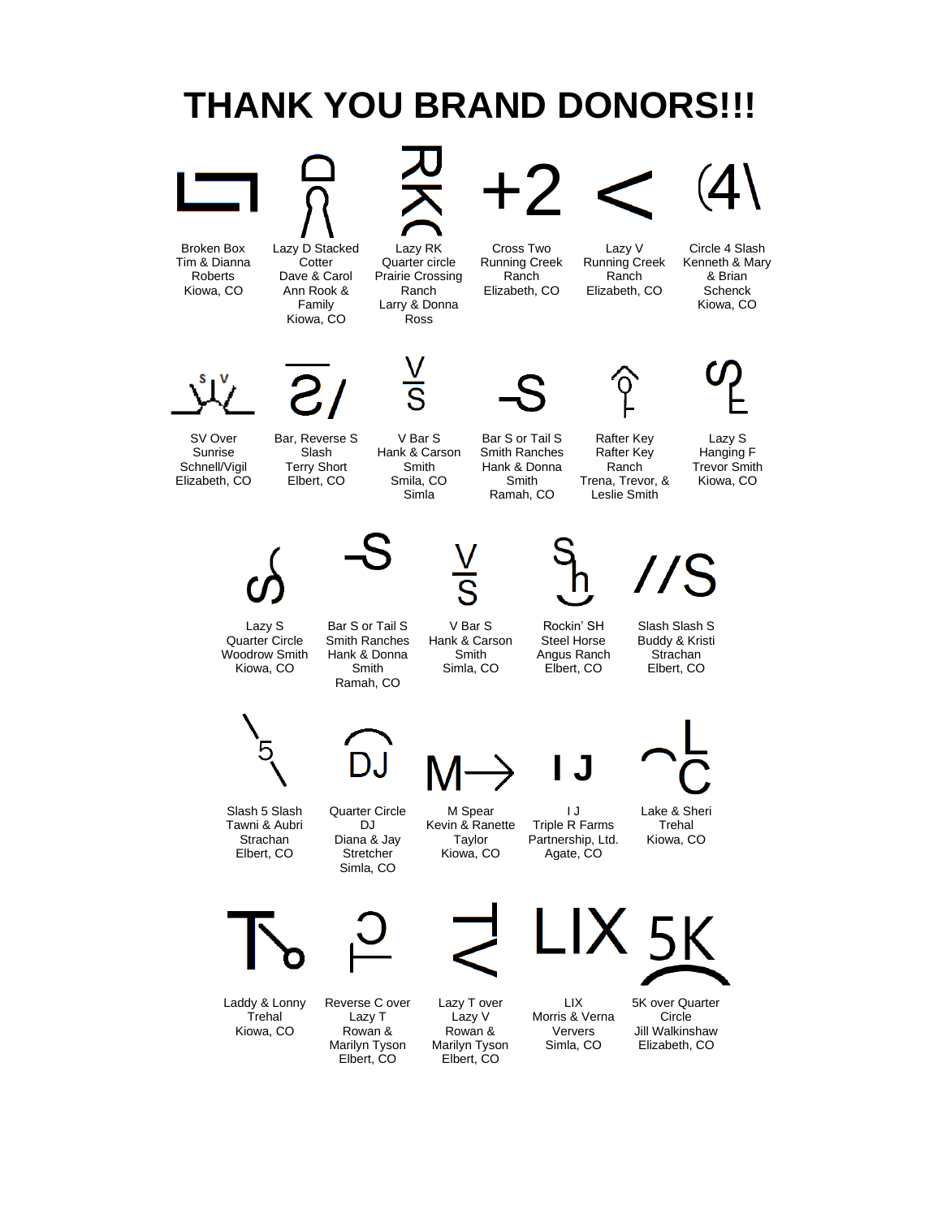# THANK YOU BRAND DONORS!!!

Broken Box
Tim & Dianna Roberts
Kiowa, CO

Lazy D Stacked Cotter
Dave & Carol Ann Rook & Family
Kiowa, CO

Lazy RK Quarter circle
Prairie Crossing Ranch
Larry & Donna Ross

+2

Cross Two
Running Creek Ranch
Elizabeth, CO

<

Lazy V
Running Creek Ranch
Elizabeth, CO

(4\

Circle 4 Slash
Kenneth & Mary & Brian Schenck
Kiowa, CO

SV Over Sunrise
Schnell/Vigil
Elizabeth, CO

Bar, Reverse S Slash
Terry Short
Elbert, CO

V Bar S
Hank & Carson Smith
Smila, CO
Simla

-S

Bar S or Tail S
Smith Ranches
Hank & Donna Smith
Ramah, CO

Rafter Key
Rafter Key Ranch
Trena, Trevor, & Leslie Smith

Lazy S Hanging F
Trevor Smith
Kiowa, CO

Lazy S Quarter Circle
Woodrow Smith
Kiowa, CO

-S

Bar S or Tail S
Smith Ranches
Hank & Donna Smith
Ramah, CO

V Bar S
Hank & Carson Smith
Simla, CO

Rockin' SH
Steel Horse Angus Ranch
Elbert, CO

//S

Slash Slash S
Buddy & Kristi Strachan
Elbert, CO

\5\

Slash 5 Slash
Tawni & Aubri Strachan
Elbert, CO

DJ

Quarter Circle DJ
Diana & Jay Stretcher
Simla, CO

M→

M Spear
Kevin & Ranette Taylor
Kiowa, CO

I J

I J
Triple R Farms Partnership, Ltd.
Agate, CO

Lake & Sheri Trehal
Kiowa, CO

Laddy & Lonny Trehal
Kiowa, CO

Reverse C over Lazy T
Rowan & Marilyn Tyson
Elbert, CO

Lazy T over Lazy V
Rowan & Marilyn Tyson
Elbert, CO

LIX

LIX
Morris & Verna Ververs
Simla, CO

5K

5K over Quarter Circle
Jill Walkinshaw
Elizabeth, CO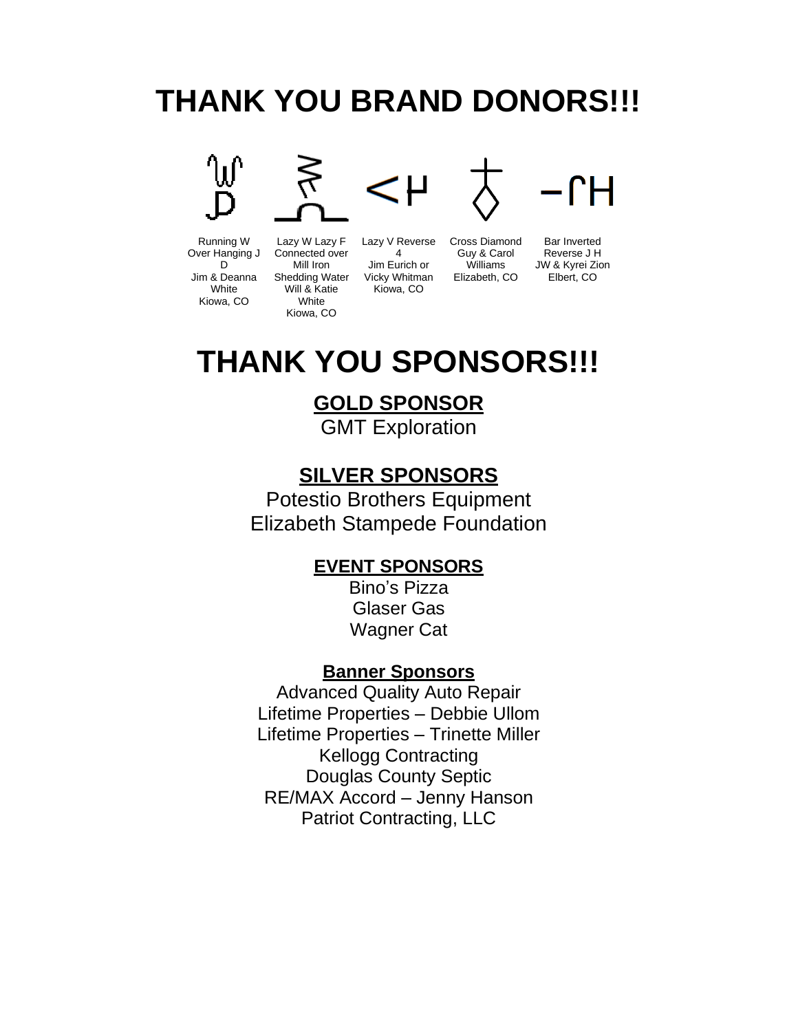# THANK YOU BRAND DONORS!!!

| | | | | |
|---|---|---|---|---|
| Running W Over Hanging J D<br>Jim & Deanna White<br>Kiowa, CO | Lazy W Lazy F Connected over Mill Iron Shedding Water<br>Will & Katie White<br>Kiowa, CO | Lazy V Reverse 4<br>Jim Eurich or Vicky Whitman<br>Kiowa, CO | Cross Diamond<br>Guy & Carol Williams<br>Elizabeth, CO | Bar Inverted Reverse J H<br>JW & Kyrei Zion<br>Elbert, CO |

# THANK YOU SPONSORS!!!

## GOLD SPONSOR

GMT Exploration

## SILVER SPONSORS

Potestio Brothers Equipment
Elizabeth Stampede Foundation

### EVENT SPONSORS

Bino's Pizza
Glaser Gas
Wagner Cat

### Banner Sponsors

Advanced Quality Auto Repair
Lifetime Properties – Debbie Ullom
Lifetime Properties – Trinette Miller
Kellogg Contracting
Douglas County Septic
RE/MAX Accord – Jenny Hanson
Patriot Contracting, LLC